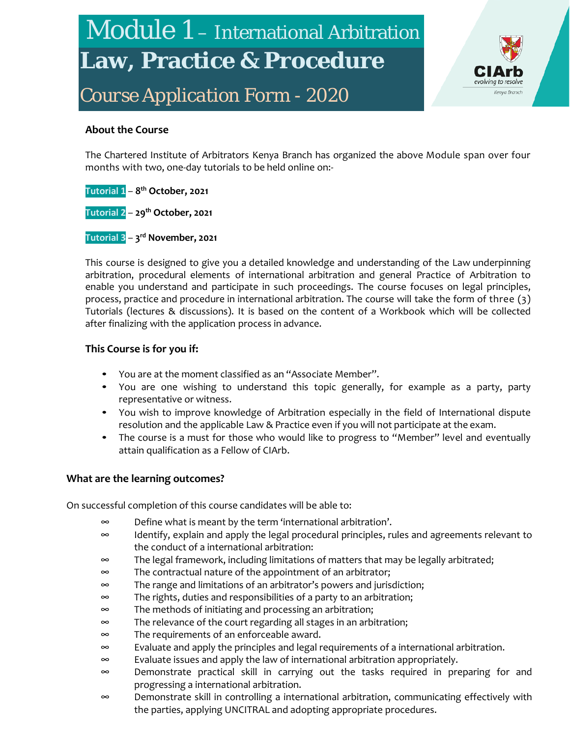# Module 1 – International Arbitration
# Law, Practice & Procedure
## Course Application Form - 2020

CIArb
evolving to resolve
Kenya Branch

### About the Course

The Chartered Institute of Arbitrators Kenya Branch has organized the above Module span over four months with two, one-day tutorials to be held online on:-

**Tutorial 1** – **8th October, 2021**

**Tutorial 2** – **29th October, 2021**

**Tutorial 3** – **3rd November, 2021**

This course is designed to give you a detailed knowledge and understanding of the Law underpinning arbitration, procedural elements of international arbitration and general Practice of Arbitration to enable you understand and participate in such proceedings. The course focuses on legal principles, process, practice and procedure in international arbitration. The course will take the form of three (3) Tutorials (lectures & discussions). It is based on the content of a Workbook which will be collected after finalizing with the application process in advance.

### This Course is for you if:

- You are at the moment classified as an "Associate Member".
- You are one wishing to understand this topic generally, for example as a party, party representative or witness.
- You wish to improve knowledge of Arbitration especially in the field of International dispute resolution and the applicable Law & Practice even if you will not participate at the exam.
- The course is a must for those who would like to progress to "Member" level and eventually attain qualification as a Fellow of CIArb.

### What are the learning outcomes?

On successful completion of this course candidates will be able to:

- Define what is meant by the term 'international arbitration'.
- Identify, explain and apply the legal procedural principles, rules and agreements relevant to the conduct of a international arbitration:
- The legal framework, including limitations of matters that may be legally arbitrated;
- The contractual nature of the appointment of an arbitrator;
- The range and limitations of an arbitrator's powers and jurisdiction;
- The rights, duties and responsibilities of a party to an arbitration;
- The methods of initiating and processing an arbitration;
- The relevance of the court regarding all stages in an arbitration;
- The requirements of an enforceable award.
- Evaluate and apply the principles and legal requirements of a international arbitration.
- Evaluate issues and apply the law of international arbitration appropriately.
- Demonstrate practical skill in carrying out the tasks required in preparing for and progressing a international arbitration.
- Demonstrate skill in controlling a international arbitration, communicating effectively with the parties, applying UNCITRAL and adopting appropriate procedures.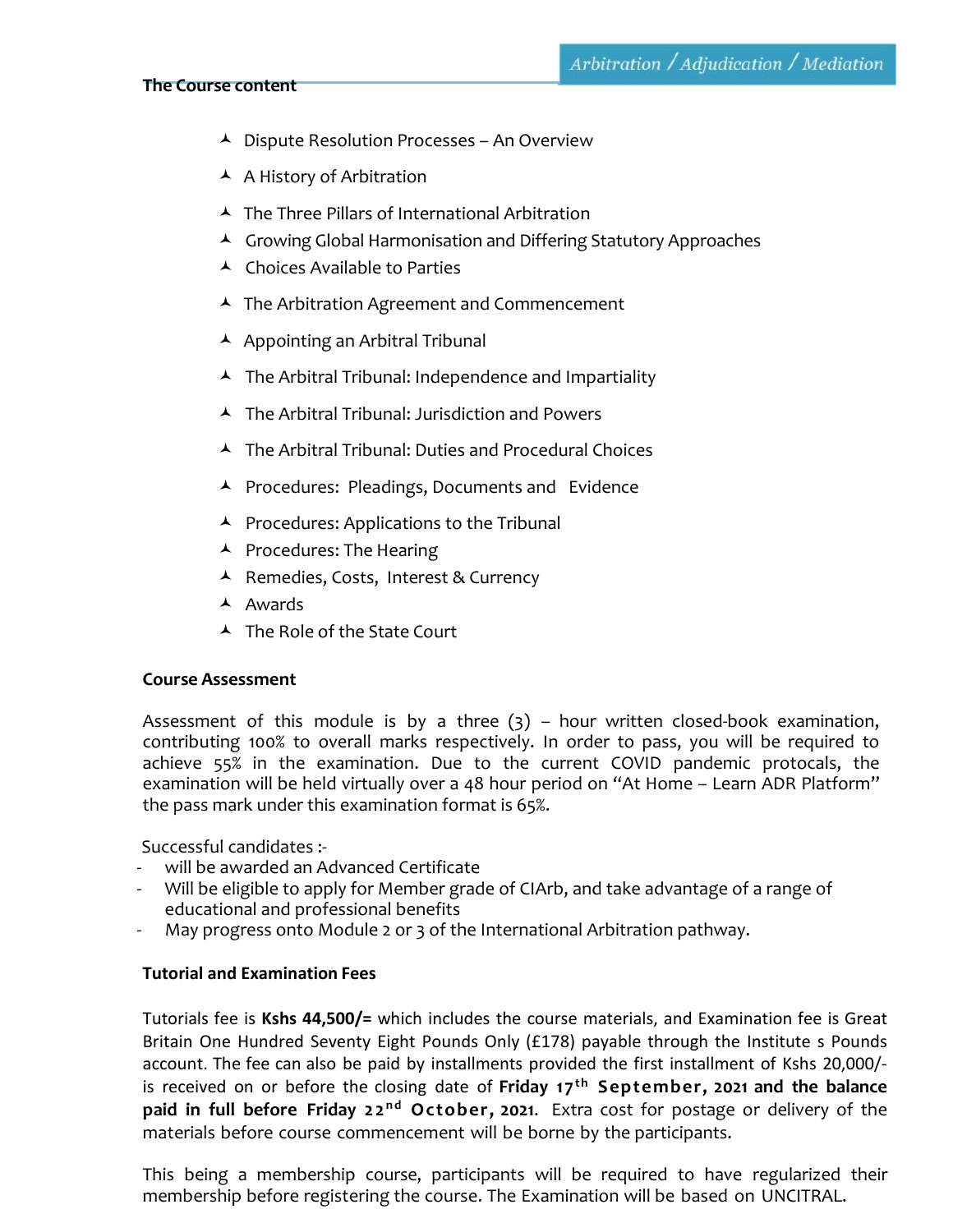**The Course content**

- Dispute Resolution Processes – An Overview
- A History of Arbitration
- The Three Pillars of International Arbitration
- Growing Global Harmonisation and Differing Statutory Approaches
- Choices Available to Parties
- The Arbitration Agreement and Commencement
- Appointing an Arbitral Tribunal
- The Arbitral Tribunal: Independence and Impartiality
- The Arbitral Tribunal: Jurisdiction and Powers
- The Arbitral Tribunal: Duties and Procedural Choices
- Procedures: Pleadings, Documents and Evidence
- Procedures: Applications to the Tribunal
- Procedures: The Hearing
- Remedies, Costs, Interest & Currency
- Awards
- The Role of the State Court

**Course Assessment**

Assessment of this module is by a three (3) – hour written closed-book examination, contributing 100% to overall marks respectively. In order to pass, you will be required to achieve 55% in the examination. Due to the current COVID pandemic protocols, the examination will be held virtually over a 48 hour period on "At Home – Learn ADR Platform" the pass mark under this examination format is 65%.

Successful candidates :-

- will be awarded an Advanced Certificate
- Will be eligible to apply for Member grade of CIArb, and take advantage of a range of educational and professional benefits
- May progress onto Module 2 or 3 of the International Arbitration pathway.

**Tutorial and Examination Fees**

Tutorials fee is **Kshs 44,500/=** which includes the course materials, and Examination fee is Great Britain One Hundred Seventy Eight Pounds Only (£178) payable through the Institute s Pounds account. The fee can also be paid by installments provided the first installment of Kshs 20,000/- is received on or before the closing date of **Friday 17th September, 2021 and the balance paid in full before Friday 22nd October, 2021**. Extra cost for postage or delivery of the materials before course commencement will be borne by the participants.

This being a membership course, participants will be required to have regularized their membership before registering the course. The Examination will be based on UNCITRAL.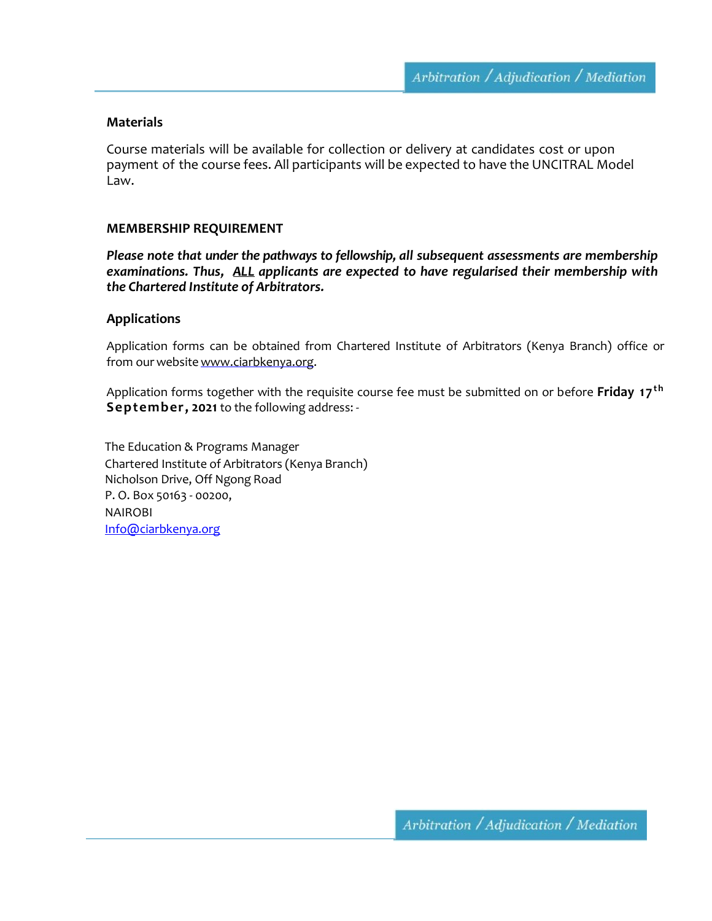### Materials

Course materials will be available for collection or delivery at candidates cost or upon payment of the course fees. All participants will be expected to have the UNCITRAL Model Law.

### MEMBERSHIP REQUIREMENT

***Please note that under the pathways to fellowship, all subsequent assessments are membership examinations. Thus, ALL applicants are expected to have regularised their membership with the Chartered Institute of Arbitrators.***

### Applications

Application forms can be obtained from Chartered Institute of Arbitrators (Kenya Branch) office or from our website www.ciarbkenya.org.

Application forms together with the requisite course fee must be submitted on or before **Friday 17th September, 2021** to the following address: -

The Education & Programs Manager
Chartered Institute of Arbitrators (Kenya Branch)
Nicholson Drive, Off Ngong Road
P. O. Box 50163 - 00200,
NAIROBI
Info@ciarbkenya.org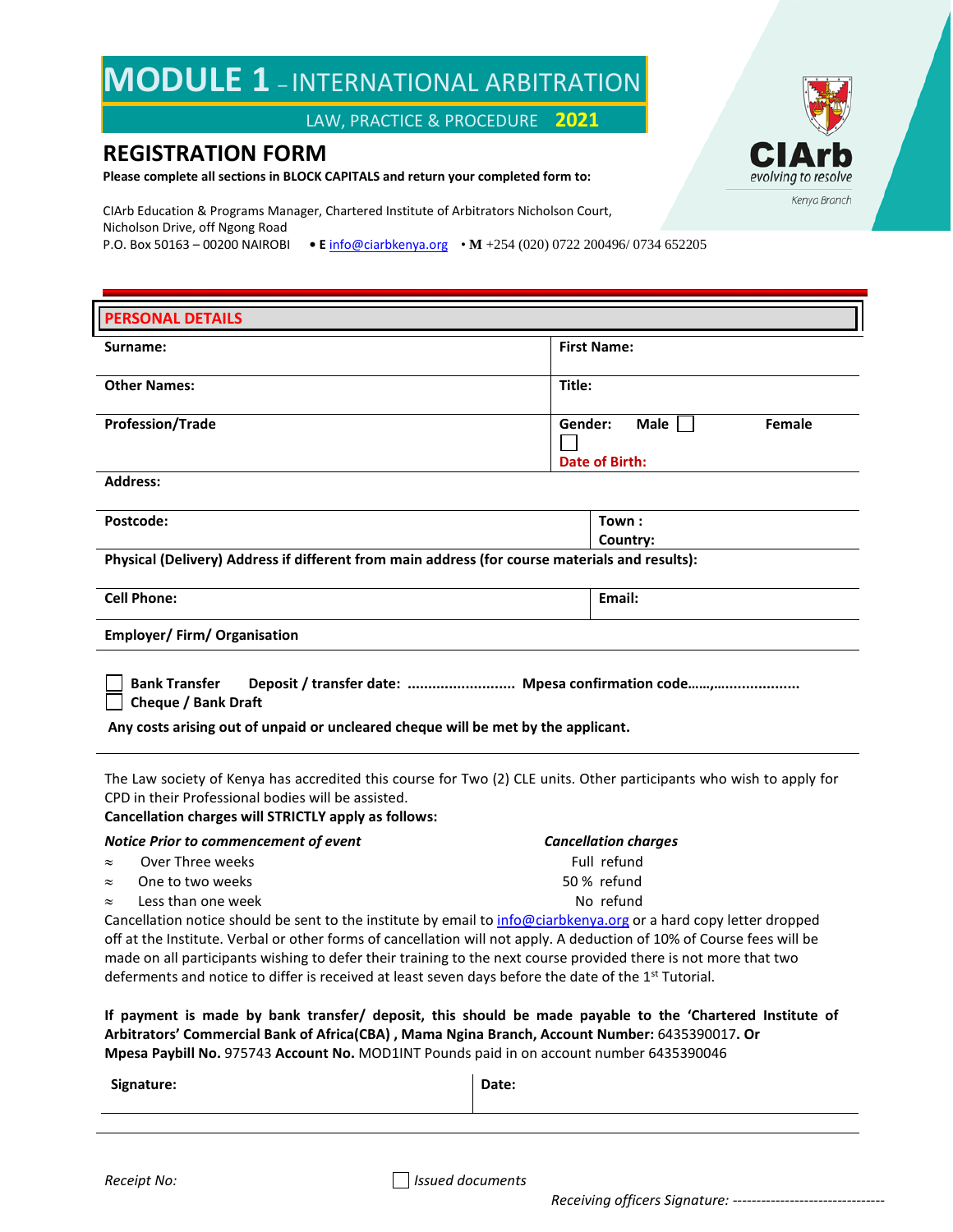# MODULE 1 – INTERNATIONAL ARBITRATION

LAW, PRACTICE & PROCEDURE **2021**

CIArb
evolving to resolve
Kenya Branch

## REGISTRATION FORM

**Please complete all sections in BLOCK CAPITALS and return your completed form to:**

CIArb Education & Programs Manager, Chartered Institute of Arbitrators Nicholson Court, Nicholson Drive, off Ngong Road
P.O. Box 50163 – 00200 NAIROBI • **E** info@ciarbkenya.org • **M** +254 (020) 0722 200496/ 0734 652205

### PERSONAL DETAILS

| | |
|---|---|
| **Surname:** | **First Name:** |
| **Other Names:** | **Title:** |
| **Profession/Trade** | **Gender:** **Male** ☐ **Female** ☐ <br> **Date of Birth:** |
| **Address:** | |
| **Postcode:** | **Town :** <br> **Country:** |
| **Physical (Delivery) Address if different from main address (for course materials and results):** | |
| **Cell Phone:** | **Email:** |
| **Employer/ Firm/ Organisation** | |

☐ **Bank Transfer** **Deposit / transfer date: .......................... Mpesa confirmation code……,....................**
☐ **Cheque / Bank Draft**

**Any costs arising out of unpaid or uncleared cheque will be met by the applicant.**

The Law society of Kenya has accredited this course for Two (2) CLE units. Other participants who wish to apply for CPD in their Professional bodies will be assisted.
**Cancellation charges will STRICTLY apply as follows:**

| *Notice Prior to commencement of event* | *Cancellation charges* |
|---|---|
| ≈ Over Three weeks | Full refund |
| ≈ One to two weeks | 50 % refund |
| ≈ Less than one week | No refund |

Cancellation notice should be sent to the institute by email to info@ciarbkenya.org or a hard copy letter dropped off at the Institute. Verbal or other forms of cancellation will not apply. A deduction of 10% of Course fees will be made on all participants wishing to defer their training to the next course provided there is not more that two deferments and notice to differ is received at least seven days before the date of the 1st Tutorial.

**If payment is made by bank transfer/ deposit, this should be made payable to the 'Chartered Institute of Arbitrators' Commercial Bank of Africa(CBA) , Mama Ngina Branch, Account Number:** 6435390017**. Or Mpesa Paybill No.** 975743 **Account No.** MOD1INT Pounds paid in on account number 6435390046

| **Signature:** | **Date:** |
|---|---|

*Receipt No:* ☐ *Issued documents*

*Receiving officers Signature: --------------------------------*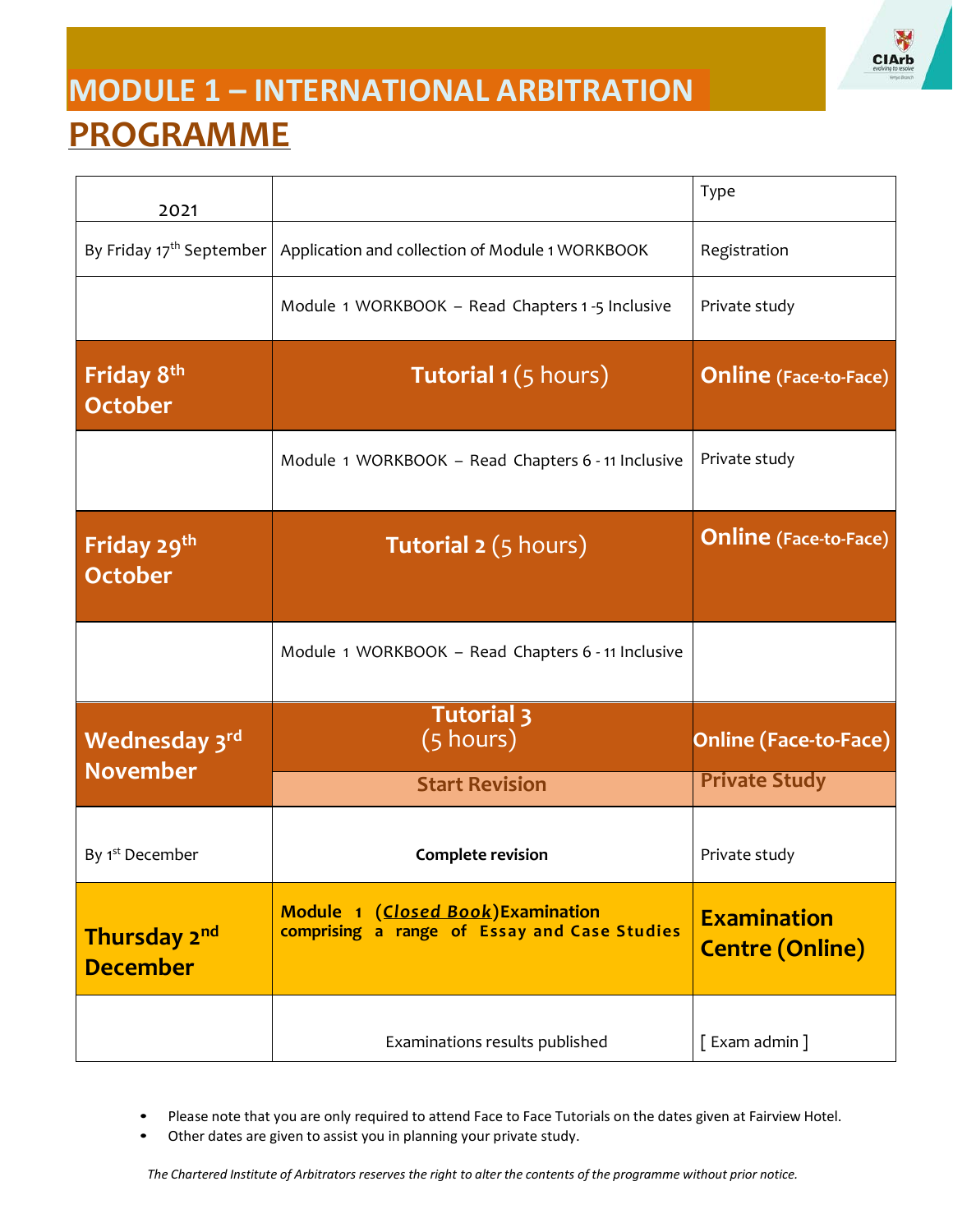# MODULE 1 – INTERNATIONAL ARBITRATION

## PROGRAMME

| 2021 | | Type |
|---|---|---|
| By Friday 17th September | Application and collection of Module 1 WORKBOOK | Registration |
| | Module 1 WORKBOOK – Read Chapters 1 -5 Inclusive | Private study |
| **Friday 8th October** | **Tutorial 1** (5 hours) | **Online** (Face-to-Face) |
| | Module 1 WORKBOOK – Read Chapters 6 - 11 Inclusive | Private study |
| **Friday 29th October** | **Tutorial 2** (5 hours) | **Online** (Face-to-Face) |
| | Module 1 WORKBOOK – Read Chapters 6 - 11 Inclusive | |
| **Wednesday 3rd November** | **Tutorial 3** (5 hours) | **Online (Face-to-Face)** |
| | **Start Revision** | **Private Study** |
| By 1st December | **Complete revision** | Private study |
| **Thursday 2nd December** | **Module 1 (*Closed Book*)Examination comprising a range of Essay and Case Studies** | **Examination Centre (Online)** |
| | Examinations results published | [ Exam admin ] |

- Please note that you are only required to attend Face to Face Tutorials on the dates given at Fairview Hotel.
- Other dates are given to assist you in planning your private study.

*The Chartered Institute of Arbitrators reserves the right to alter the contents of the programme without prior notice.*